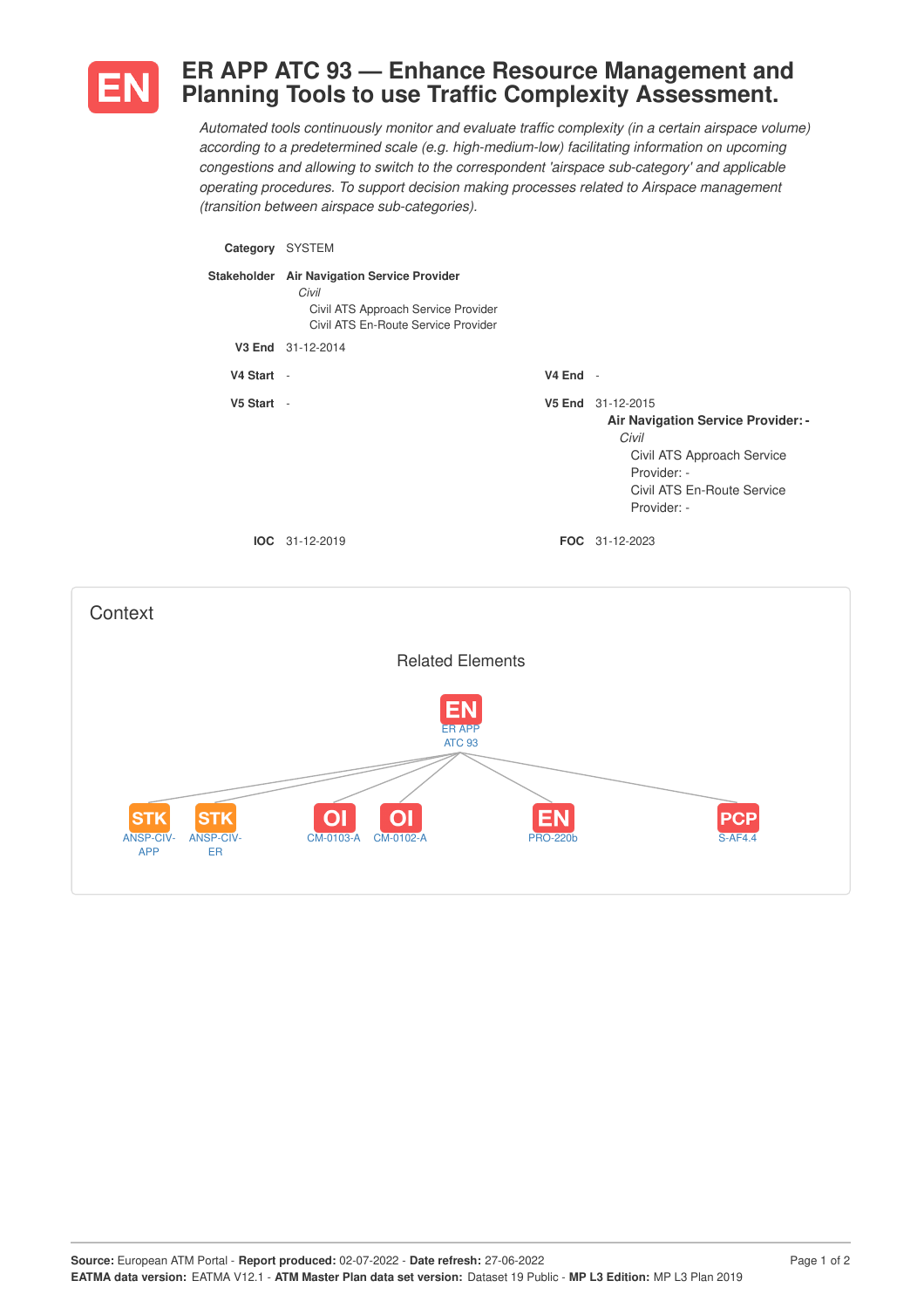# EN ER APP ATC 93 — Enhance Resource Management and Planning Tools to use Traffic Complexity Assessment.

*Automated tools continuously monitor and evaluate traffic complexity (in a certain airspace volume) according to a predetermined scale (e.g. high-medium-low) facilitating information on upcoming congestions and allowing to switch to the correspondent 'airspace sub-category' and applicable operating procedures. To support decision making processes related to Airspace management (transition between airspace sub-categories).*

**Category** SYSTEM

**Stakeholder** **Air Navigation Service Provider**
*Civil*
Civil ATS Approach Service Provider
Civil ATS En-Route Service Provider

**V3 End** 31-12-2014

**V4 Start** -

**V4 End** -

**V5 Start** -

**V5 End** 31-12-2015
**Air Navigation Service Provider: -**
*Civil*
Civil ATS Approach Service Provider: -
Civil ATS En-Route Service Provider: -

**IOC** 31-12-2019

**FOC** 31-12-2023

## Context

### Related Elements

- EN ER APP ATC 93
  - STK ANSP-CIV-APP
  - STK ANSP-CIV-ER
  - OI CM-0103-A
  - OI CM-0102-A
  - EN PRO-220b
  - PCP S-AF4.4

**Source:** European ATM Portal - **Report produced:** 02-07-2022 - **Date refresh:** 27-06-2022
**EATMA data version:** EATMA V12.1 - **ATM Master Plan data set version:** Dataset 19 Public - **MP L3 Edition:** MP L3 Plan 2019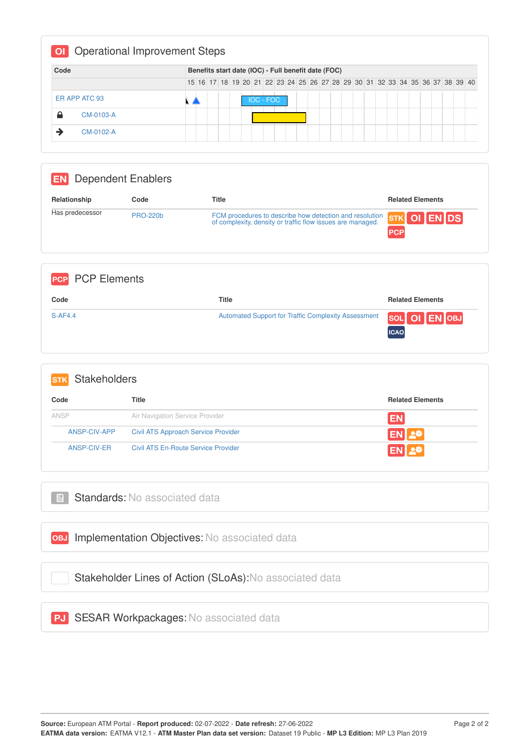## OI Operational Improvement Steps

| Code | Benefits start date (IOC) - Full benefit date (FOC) |
|---|---|
| | 15 16 17 18 19 20 21 22 23 24 25 26 27 28 29 30 31 32 33 34 35 36 37 38 39 40 |
| ER APP ATC 93 | IOC - FOC |
| CM-0103-A | |
| CM-0102-A | |

## EN Dependent Enablers

| Relationship | Code | Title | Related Elements |
|---|---|---|---|
| Has predecessor | PRO-220b | FCM procedures to describe how detection and resolution of complexity, density or traffic flow issues are managed. | STK OI EN DS PCP |

## PCP PCP Elements

| Code | Title | Related Elements |
|---|---|---|
| S-AF4.4 | Automated Support for Traffic Complexity Assessment | SOL OI EN OBJ ICAO |

## STK Stakeholders

| Code | Title | Related Elements |
|---|---|---|
| ANSP | Air Navigation Service Provider | EN |
| ANSP-CIV-APP | Civil ATS Approach Service Provider | EN |
| ANSP-CIV-ER | Civil ATS En-Route Service Provider | EN |

## Standards: No associated data

## OBJ Implementation Objectives: No associated data

## Stakeholder Lines of Action (SLoAs): No associated data

## PJ SESAR Workpackages: No associated data

**Source:** European ATM Portal - **Report produced:** 02-07-2022 - **Date refresh:** 27-06-2022
**EATMA data version:** EATMA V12.1 - **ATM Master Plan data set version:** Dataset 19 Public - **MP L3 Edition:** MP L3 Plan 2019